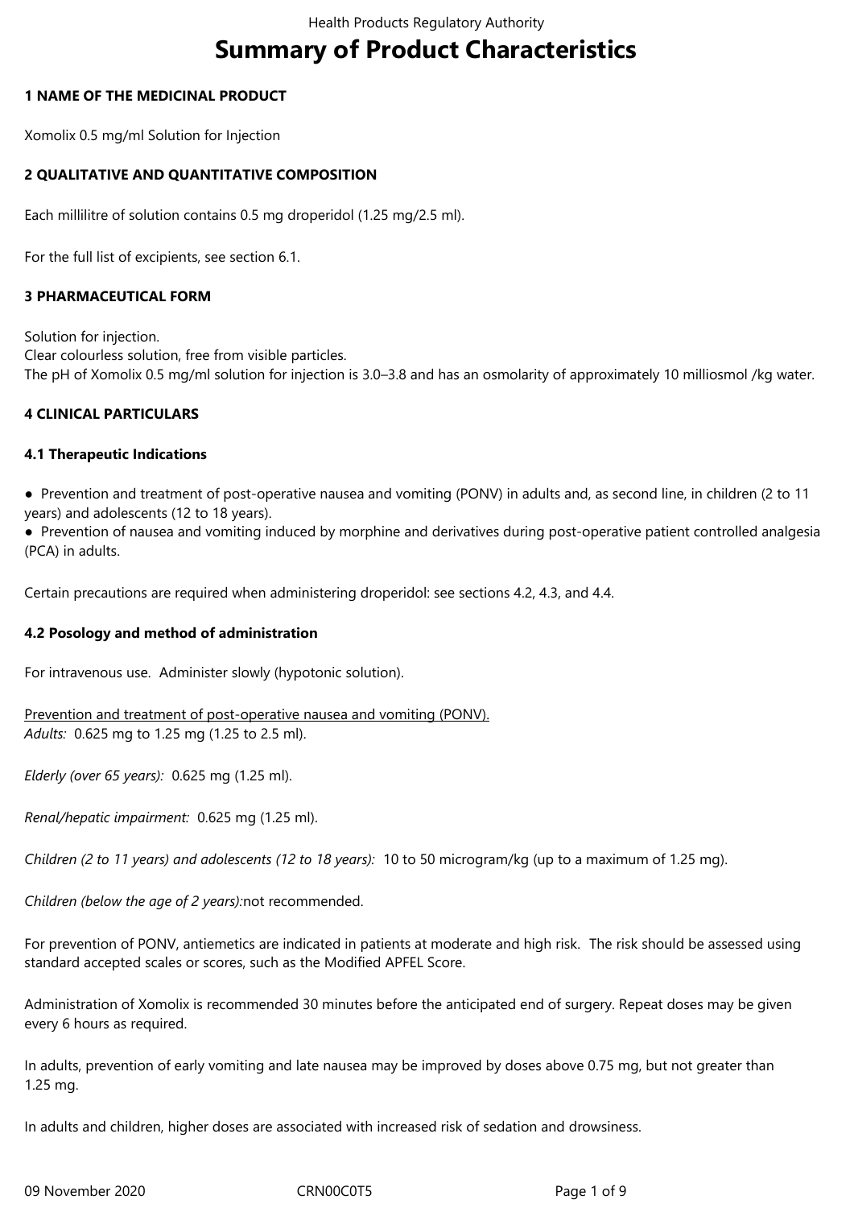# Summary of Product Characteristics

## 1 NAME OF THE MEDICINAL PRODUCT

Xomolix 0.5 mg/ml Solution for Injection

## 2 QUALITATIVE AND QUANTITATIVE COMPOSITION

Each millilitre of solution contains 0.5 mg droperidol (1.25 mg/2.5 ml).

For the full list of excipients, see section 6.1.

## 3 PHARMACEUTICAL FORM

Solution for injection.
Clear colourless solution, free from visible particles.
The pH of Xomolix 0.5 mg/ml solution for injection is 3.0–3.8 and has an osmolarity of approximately 10 milliosmol /kg water.

## 4 CLINICAL PARTICULARS

### 4.1 Therapeutic Indications

- Prevention and treatment of post-operative nausea and vomiting (PONV) in adults and, as second line, in children (2 to 11 years) and adolescents (12 to 18 years).
- Prevention of nausea and vomiting induced by morphine and derivatives during post-operative patient controlled analgesia (PCA) in adults.

Certain precautions are required when administering droperidol: see sections 4.2, 4.3, and 4.4.

### 4.2 Posology and method of administration

For intravenous use. Administer slowly (hypotonic solution).

Prevention and treatment of post-operative nausea and vomiting (PONV).
*Adults:* 0.625 mg to 1.25 mg (1.25 to 2.5 ml).

*Elderly (over 65 years):* 0.625 mg (1.25 ml).

*Renal/hepatic impairment:* 0.625 mg (1.25 ml).

*Children (2 to 11 years) and adolescents (12 to 18 years):* 10 to 50 microgram/kg (up to a maximum of 1.25 mg).

*Children (below the age of 2 years):*not recommended.

For prevention of PONV, antiemetics are indicated in patients at moderate and high risk. The risk should be assessed using standard accepted scales or scores, such as the Modified APFEL Score.

Administration of Xomolix is recommended 30 minutes before the anticipated end of surgery. Repeat doses may be given every 6 hours as required.

In adults, prevention of early vomiting and late nausea may be improved by doses above 0.75 mg, but not greater than 1.25 mg.

In adults and children, higher doses are associated with increased risk of sedation and drowsiness.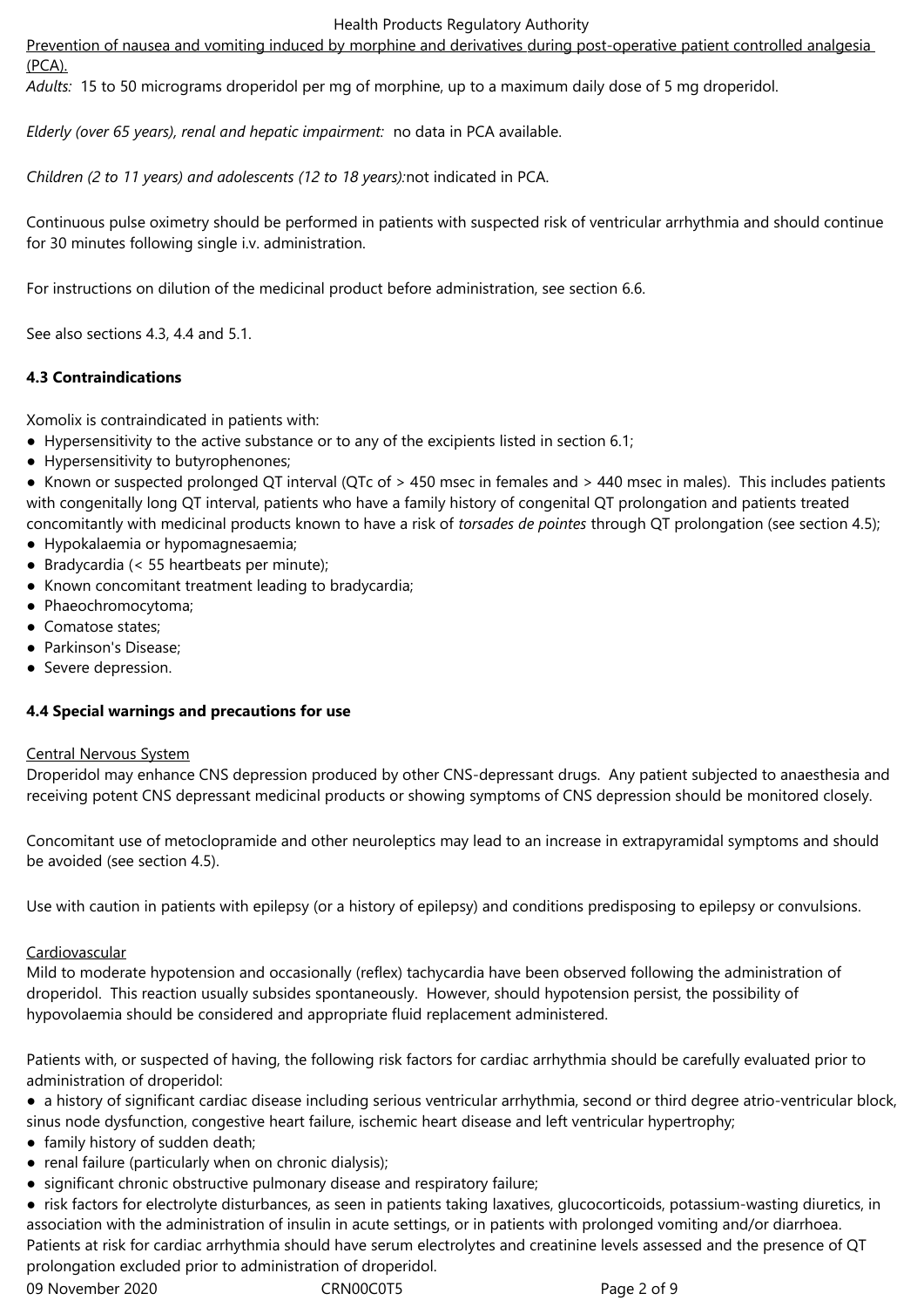Prevention of nausea and vomiting induced by morphine and derivatives during post-operative patient controlled analgesia (PCA).

*Adults:* 15 to 50 micrograms droperidol per mg of morphine, up to a maximum daily dose of 5 mg droperidol.

*Elderly (over 65 years), renal and hepatic impairment:* no data in PCA available.

*Children (2 to 11 years) and adolescents (12 to 18 years):* not indicated in PCA.

Continuous pulse oximetry should be performed in patients with suspected risk of ventricular arrhythmia and should continue for 30 minutes following single i.v. administration.

For instructions on dilution of the medicinal product before administration, see section 6.6.

See also sections 4.3, 4.4 and 5.1.

**4.3 Contraindications**

Xomolix is contraindicated in patients with:

- Hypersensitivity to the active substance or to any of the excipients listed in section 6.1;
- Hypersensitivity to butyrophenones;
- Known or suspected prolonged QT interval (QTc of > 450 msec in females and > 440 msec in males). This includes patients with congenitally long QT interval, patients who have a family history of congenital QT prolongation and patients treated concomitantly with medicinal products known to have a risk of *torsades de pointes* through QT prolongation (see section 4.5);
- Hypokalaemia or hypomagnesaemia;
- Bradycardia (< 55 heartbeats per minute);
- Known concomitant treatment leading to bradycardia;
- Phaeochromocytoma;
- Comatose states;
- Parkinson's Disease;
- Severe depression.

**4.4 Special warnings and precautions for use**

Central Nervous System

Droperidol may enhance CNS depression produced by other CNS-depressant drugs. Any patient subjected to anaesthesia and receiving potent CNS depressant medicinal products or showing symptoms of CNS depression should be monitored closely.

Concomitant use of metoclopramide and other neuroleptics may lead to an increase in extrapyramidal symptoms and should be avoided (see section 4.5).

Use with caution in patients with epilepsy (or a history of epilepsy) and conditions predisposing to epilepsy or convulsions.

Cardiovascular

Mild to moderate hypotension and occasionally (reflex) tachycardia have been observed following the administration of droperidol. This reaction usually subsides spontaneously. However, should hypotension persist, the possibility of hypovolaemia should be considered and appropriate fluid replacement administered.

Patients with, or suspected of having, the following risk factors for cardiac arrhythmia should be carefully evaluated prior to administration of droperidol:

- a history of significant cardiac disease including serious ventricular arrhythmia, second or third degree atrio-ventricular block, sinus node dysfunction, congestive heart failure, ischemic heart disease and left ventricular hypertrophy;
- family history of sudden death;
- renal failure (particularly when on chronic dialysis);
- significant chronic obstructive pulmonary disease and respiratory failure;
- risk factors for electrolyte disturbances, as seen in patients taking laxatives, glucocorticoids, potassium-wasting diuretics, in association with the administration of insulin in acute settings, or in patients with prolonged vomiting and/or diarrhoea.

Patients at risk for cardiac arrhythmia should have serum electrolytes and creatinine levels assessed and the presence of QT prolongation excluded prior to administration of droperidol.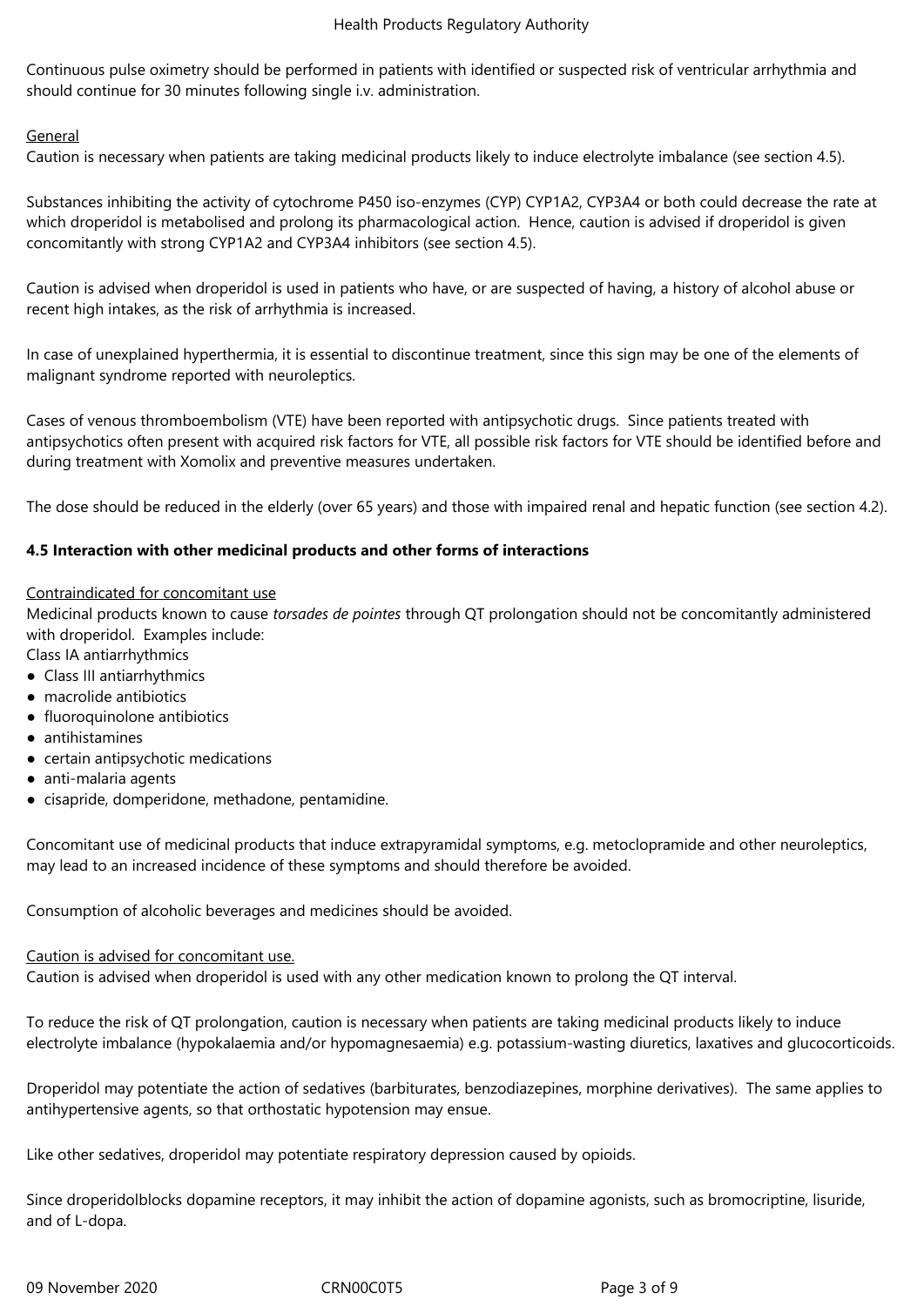Continuous pulse oximetry should be performed in patients with identified or suspected risk of ventricular arrhythmia and should continue for 30 minutes following single i.v. administration.

General

Caution is necessary when patients are taking medicinal products likely to induce electrolyte imbalance (see section 4.5).

Substances inhibiting the activity of cytochrome P450 iso-enzymes (CYP) CYP1A2, CYP3A4 or both could decrease the rate at which droperidol is metabolised and prolong its pharmacological action. Hence, caution is advised if droperidol is given concomitantly with strong CYP1A2 and CYP3A4 inhibitors (see section 4.5).

Caution is advised when droperidol is used in patients who have, or are suspected of having, a history of alcohol abuse or recent high intakes, as the risk of arrhythmia is increased.

In case of unexplained hyperthermia, it is essential to discontinue treatment, since this sign may be one of the elements of malignant syndrome reported with neuroleptics.

Cases of venous thromboembolism (VTE) have been reported with antipsychotic drugs. Since patients treated with antipsychotics often present with acquired risk factors for VTE, all possible risk factors for VTE should be identified before and during treatment with Xomolix and preventive measures undertaken.

The dose should be reduced in the elderly (over 65 years) and those with impaired renal and hepatic function (see section 4.2).

**4.5 Interaction with other medicinal products and other forms of interactions**

Contraindicated for concomitant use

Medicinal products known to cause *torsades de pointes* through QT prolongation should not be concomitantly administered with droperidol. Examples include:

Class IA antiarrhythmics

- Class III antiarrhythmics
- macrolide antibiotics
- fluoroquinolone antibiotics
- antihistamines
- certain antipsychotic medications
- anti-malaria agents
- cisapride, domperidone, methadone, pentamidine.

Concomitant use of medicinal products that induce extrapyramidal symptoms, e.g. metoclopramide and other neuroleptics, may lead to an increased incidence of these symptoms and should therefore be avoided.

Consumption of alcoholic beverages and medicines should be avoided.

Caution is advised for concomitant use.

Caution is advised when droperidol is used with any other medication known to prolong the QT interval.

To reduce the risk of QT prolongation, caution is necessary when patients are taking medicinal products likely to induce electrolyte imbalance (hypokalaemia and/or hypomagnesaemia) e.g. potassium-wasting diuretics, laxatives and glucocorticoids.

Droperidol may potentiate the action of sedatives (barbiturates, benzodiazepines, morphine derivatives). The same applies to antihypertensive agents, so that orthostatic hypotension may ensue.

Like other sedatives, droperidol may potentiate respiratory depression caused by opioids.

Since droperidolblocks dopamine receptors, it may inhibit the action of dopamine agonists, such as bromocriptine, lisuride, and of L-dopa.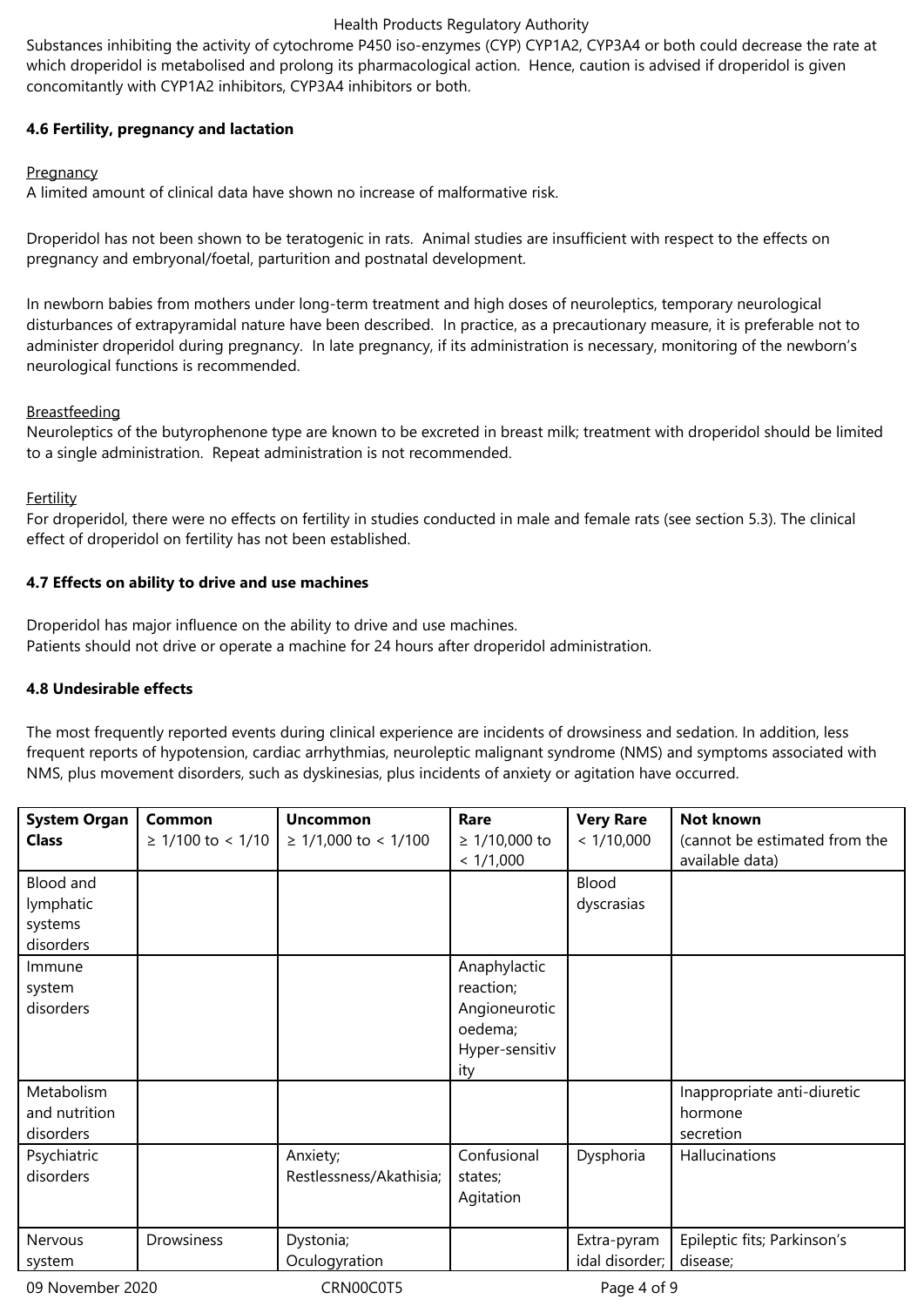Substances inhibiting the activity of cytochrome P450 iso-enzymes (CYP) CYP1A2, CYP3A4 or both could decrease the rate at which droperidol is metabolised and prolong its pharmacological action. Hence, caution is advised if droperidol is given concomitantly with CYP1A2 inhibitors, CYP3A4 inhibitors or both.

**4.6 Fertility, pregnancy and lactation**

Pregnancy
A limited amount of clinical data have shown no increase of malformative risk.

Droperidol has not been shown to be teratogenic in rats. Animal studies are insufficient with respect to the effects on pregnancy and embryonal/foetal, parturition and postnatal development.

In newborn babies from mothers under long-term treatment and high doses of neuroleptics, temporary neurological disturbances of extrapyramidal nature have been described. In practice, as a precautionary measure, it is preferable not to administer droperidol during pregnancy. In late pregnancy, if its administration is necessary, monitoring of the newborn's neurological functions is recommended.

Breastfeeding
Neuroleptics of the butyrophenone type are known to be excreted in breast milk; treatment with droperidol should be limited to a single administration. Repeat administration is not recommended.

Fertility
For droperidol, there were no effects on fertility in studies conducted in male and female rats (see section 5.3). The clinical effect of droperidol on fertility has not been established.

**4.7 Effects on ability to drive and use machines**

Droperidol has major influence on the ability to drive and use machines.
Patients should not drive or operate a machine for 24 hours after droperidol administration.

**4.8 Undesirable effects**

The most frequently reported events during clinical experience are incidents of drowsiness and sedation. In addition, less frequent reports of hypotension, cardiac arrhythmias, neuroleptic malignant syndrome (NMS) and symptoms associated with NMS, plus movement disorders, such as dyskinesias, plus incidents of anxiety or agitation have occurred.

| **System Organ Class** | **Common** ≥ 1/100 to < 1/10 | **Uncommon** ≥ 1/1,000 to < 1/100 | **Rare** ≥ 1/10,000 to < 1/1,000 | **Very Rare** < 1/10,000 | **Not known** (cannot be estimated from the available data) |
|---|---|---|---|---|---|
| Blood and lymphatic systems disorders | | | | Blood dyscrasias | |
| Immune system disorders | | | Anaphylactic reaction; Angioneurotic oedema; Hyper-sensitivity | | |
| Metabolism and nutrition disorders | | | | | Inappropriate anti-diuretic hormone secretion |
| Psychiatric disorders | | Anxiety; Restlessness/Akathisia; | Confusional states; Agitation | Dysphoria | Hallucinations |
| Nervous system | Drowsiness | Dystonia; Oculogyration | | Extra-pyramidal disorder; | Epileptic fits; Parkinson's disease; |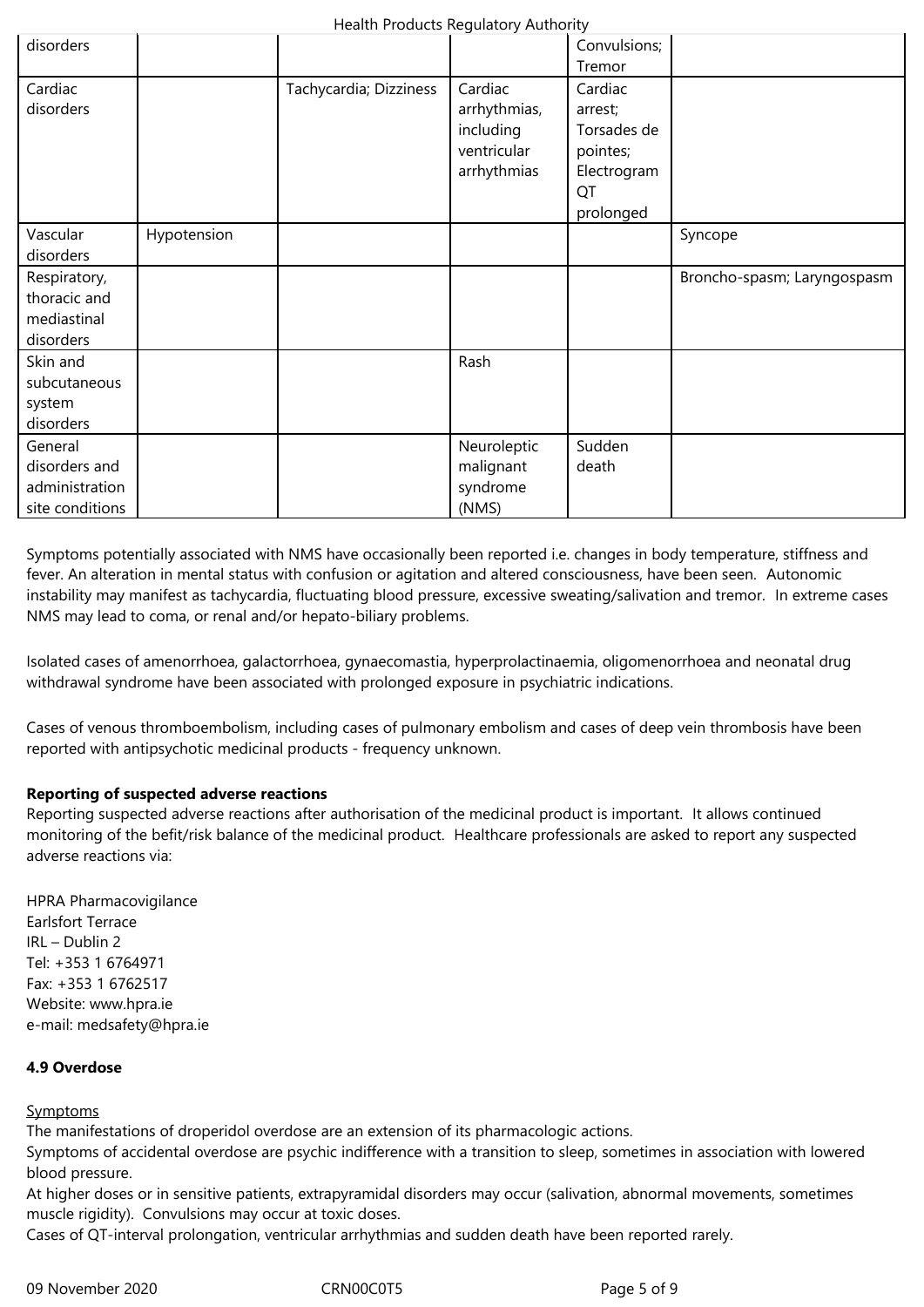| | | | | | |
|---|---|---|---|---|---|
| disorders | | | | Convulsions; Tremor | |
| Cardiac disorders | | Tachycardia; Dizziness | Cardiac arrhythmias, including ventricular arrhythmias | Cardiac arrest; Torsades de pointes; Electrogram QT prolonged | |
| Vascular disorders | Hypotension | | | | Syncope |
| Respiratory, thoracic and mediastinal disorders | | | | | Broncho-spasm; Laryngospasm |
| Skin and subcutaneous system disorders | | | Rash | | |
| General disorders and administration site conditions | | | Neuroleptic malignant syndrome (NMS) | Sudden death | |

Symptoms potentially associated with NMS have occasionally been reported i.e. changes in body temperature, stiffness and fever. An alteration in mental status with confusion or agitation and altered consciousness, have been seen. Autonomic instability may manifest as tachycardia, fluctuating blood pressure, excessive sweating/salivation and tremor. In extreme cases NMS may lead to coma, or renal and/or hepato-biliary problems.

Isolated cases of amenorrhoea, galactorrhoea, gynaecomastia, hyperprolactinaemia, oligomenorrhoea and neonatal drug withdrawal syndrome have been associated with prolonged exposure in psychiatric indications.

Cases of venous thromboembolism, including cases of pulmonary embolism and cases of deep vein thrombosis have been reported with antipsychotic medicinal products - frequency unknown.

**Reporting of suspected adverse reactions**
Reporting suspected adverse reactions after authorisation of the medicinal product is important. It allows continued monitoring of the befit/risk balance of the medicinal product. Healthcare professionals are asked to report any suspected adverse reactions via:

HPRA Pharmacovigilance
Earlsfort Terrace
IRL – Dublin 2
Tel: +353 1 6764971
Fax: +353 1 6762517
Website: www.hpra.ie
e-mail: medsafety@hpra.ie

**4.9 Overdose**

Symptoms
The manifestations of droperidol overdose are an extension of its pharmacologic actions.
Symptoms of accidental overdose are psychic indifference with a transition to sleep, sometimes in association with lowered blood pressure.
At higher doses or in sensitive patients, extrapyramidal disorders may occur (salivation, abnormal movements, sometimes muscle rigidity). Convulsions may occur at toxic doses.
Cases of QT-interval prolongation, ventricular arrhythmias and sudden death have been reported rarely.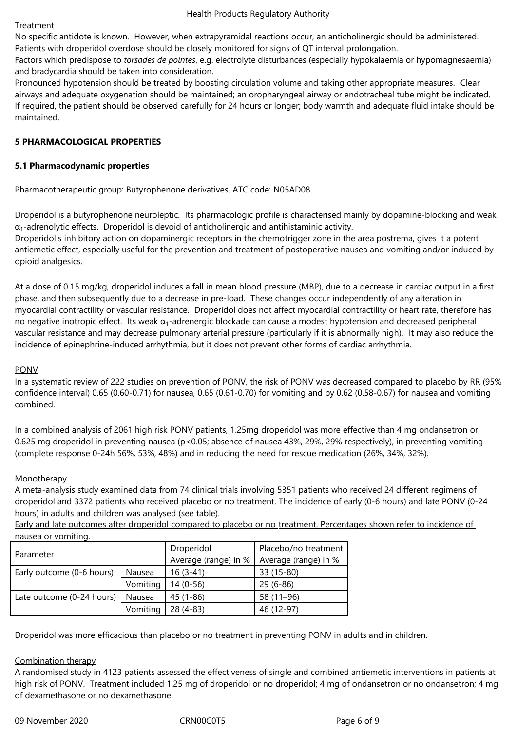Treatment

No specific antidote is known. However, when extrapyramidal reactions occur, an anticholinergic should be administered. Patients with droperidol overdose should be closely monitored for signs of QT interval prolongation.

Factors which predispose to *torsades de pointes*, e.g. electrolyte disturbances (especially hypokalaemia or hypomagnesaemia) and bradycardia should be taken into consideration.

Pronounced hypotension should be treated by boosting circulation volume and taking other appropriate measures. Clear airways and adequate oxygenation should be maintained; an oropharyngeal airway or endotracheal tube might be indicated. If required, the patient should be observed carefully for 24 hours or longer; body warmth and adequate fluid intake should be maintained.

## 5 PHARMACOLOGICAL PROPERTIES

### 5.1 Pharmacodynamic properties

Pharmacotherapeutic group: Butyrophenone derivatives. ATC code: N05AD08.

Droperidol is a butyrophenone neuroleptic. Its pharmacologic profile is characterised mainly by dopamine-blocking and weak $\alpha_1$-adrenolytic effects. Droperidol is devoid of anticholinergic and antihistaminic activity.

Droperidol's inhibitory action on dopaminergic receptors in the chemotrigger zone in the area postrema, gives it a potent antiemetic effect, especially useful for the prevention and treatment of postoperative nausea and vomiting and/or induced by opioid analgesics.

At a dose of 0.15 mg/kg, droperidol induces a fall in mean blood pressure (MBP), due to a decrease in cardiac output in a first phase, and then subsequently due to a decrease in pre-load. These changes occur independently of any alteration in myocardial contractility or vascular resistance. Droperidol does not affect myocardial contractility or heart rate, therefore has no negative inotropic effect. Its weak $\alpha_1$-adrenergic blockade can cause a modest hypotension and decreased peripheral vascular resistance and may decrease pulmonary arterial pressure (particularly if it is abnormally high). It may also reduce the incidence of epinephrine-induced arrhythmia, but it does not prevent other forms of cardiac arrhythmia.

PONV

In a systematic review of 222 studies on prevention of PONV, the risk of PONV was decreased compared to placebo by RR (95% confidence interval) 0.65 (0.60-0.71) for nausea, 0.65 (0.61-0.70) for vomiting and by 0.62 (0.58-0.67) for nausea and vomiting combined.

In a combined analysis of 2061 high risk PONV patients, 1.25mg droperidol was more effective than 4 mg ondansetron or 0.625 mg droperidol in preventing nausea ($p<0.05$; absence of nausea 43%, 29%, 29% respectively), in preventing vomiting (complete response 0-24h 56%, 53%, 48%) and in reducing the need for rescue medication (26%, 34%, 32%).

Monotherapy

A meta-analysis study examined data from 74 clinical trials involving 5351 patients who received 24 different regimens of droperidol and 3372 patients who received placebo or no treatment. The incidence of early (0-6 hours) and late PONV (0-24 hours) in adults and children was analysed (see table).

Early and late outcomes after droperidol compared to placebo or no treatment. Percentages shown refer to incidence of nausea or vomiting.

| Parameter | | Droperidol Average (range) in % | Placebo/no treatment Average (range) in % |
|---|---|---|---|
| Early outcome (0-6 hours) | Nausea | 16 (3-41) | 33 (15-80) |
| | Vomiting | 14 (0-56) | 29 (6-86) |
| Late outcome (0-24 hours) | Nausea | 45 (1-86) | 58 (11–96) |
| | Vomiting | 28 (4-83) | 46 (12-97) |

Droperidol was more efficacious than placebo or no treatment in preventing PONV in adults and in children.

Combination therapy

A randomised study in 4123 patients assessed the effectiveness of single and combined antiemetic interventions in patients at high risk of PONV. Treatment included 1.25 mg of droperidol or no droperidol; 4 mg of ondansetron or no ondansetron; 4 mg of dexamethasone or no dexamethasone.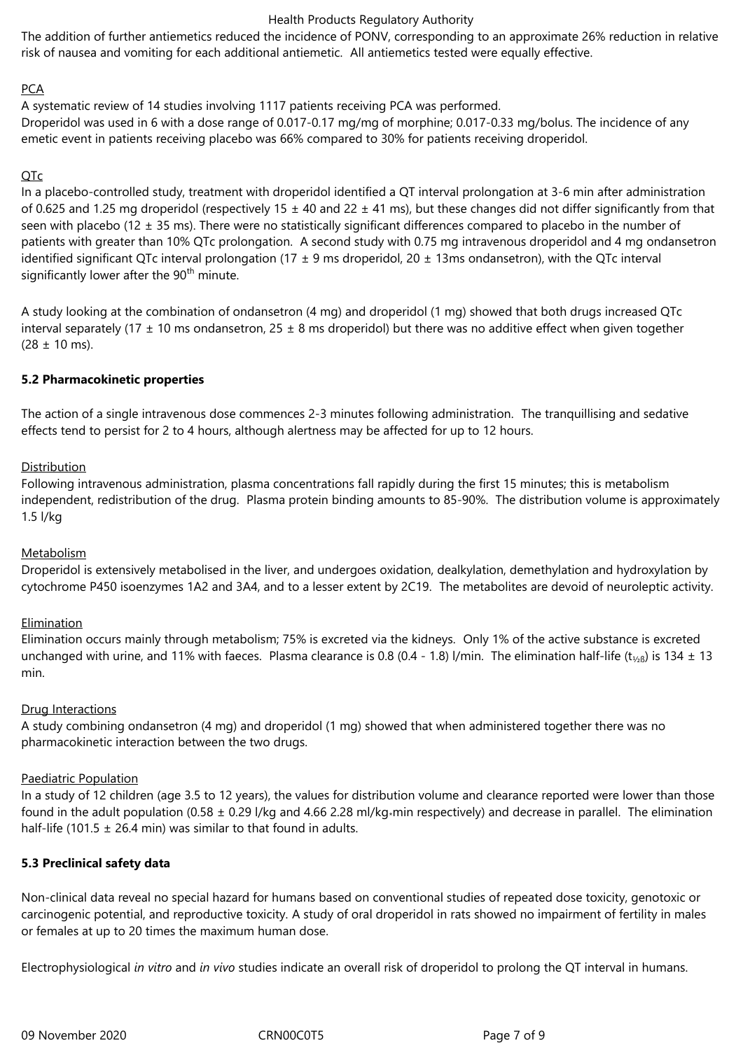The addition of further antiemetics reduced the incidence of PONV, corresponding to an approximate 26% reduction in relative risk of nausea and vomiting for each additional antiemetic. All antiemetics tested were equally effective.

PCA

A systematic review of 14 studies involving 1117 patients receiving PCA was performed.
Droperidol was used in 6 with a dose range of 0.017-0.17 mg/mg of morphine; 0.017-0.33 mg/bolus. The incidence of any emetic event in patients receiving placebo was 66% compared to 30% for patients receiving droperidol.

QTc

In a placebo-controlled study, treatment with droperidol identified a QT interval prolongation at 3-6 min after administration of 0.625 and 1.25 mg droperidol (respectively 15 ± 40 and 22 ± 41 ms), but these changes did not differ significantly from that seen with placebo (12 ± 35 ms). There were no statistically significant differences compared to placebo in the number of patients with greater than 10% QTc prolongation. A second study with 0.75 mg intravenous droperidol and 4 mg ondansetron identified significant QTc interval prolongation (17 ± 9 ms droperidol, 20 ± 13ms ondansetron), with the QTc interval significantly lower after the 90th minute.

A study looking at the combination of ondansetron (4 mg) and droperidol (1 mg) showed that both drugs increased QTc interval separately (17 ± 10 ms ondansetron, 25 ± 8 ms droperidol) but there was no additive effect when given together (28 ± 10 ms).

**5.2 Pharmacokinetic properties**

The action of a single intravenous dose commences 2-3 minutes following administration. The tranquillising and sedative effects tend to persist for 2 to 4 hours, although alertness may be affected for up to 12 hours.

Distribution

Following intravenous administration, plasma concentrations fall rapidly during the first 15 minutes; this is metabolism independent, redistribution of the drug. Plasma protein binding amounts to 85-90%. The distribution volume is approximately 1.5 l/kg

Metabolism

Droperidol is extensively metabolised in the liver, and undergoes oxidation, dealkylation, demethylation and hydroxylation by cytochrome P450 isoenzymes 1A2 and 3A4, and to a lesser extent by 2C19. The metabolites are devoid of neuroleptic activity.

Elimination

Elimination occurs mainly through metabolism; 75% is excreted via the kidneys. Only 1% of the active substance is excreted unchanged with urine, and 11% with faeces. Plasma clearance is 0.8 (0.4 - 1.8) l/min. The elimination half-life ($t_{½ß}$) is 134 ± 13 min.

Drug Interactions

A study combining ondansetron (4 mg) and droperidol (1 mg) showed that when administered together there was no pharmacokinetic interaction between the two drugs.

Paediatric Population

In a study of 12 children (age 3.5 to 12 years), the values for distribution volume and clearance reported were lower than those found in the adult population (0.58 ± 0.29 l/kg and 4.66 2.28 ml/kg⋅min respectively) and decrease in parallel. The elimination half-life (101.5 ± 26.4 min) was similar to that found in adults.

**5.3 Preclinical safety data**

Non-clinical data reveal no special hazard for humans based on conventional studies of repeated dose toxicity, genotoxic or carcinogenic potential, and reproductive toxicity. A study of oral droperidol in rats showed no impairment of fertility in males or females at up to 20 times the maximum human dose.

Electrophysiological *in vitro* and *in vivo* studies indicate an overall risk of droperidol to prolong the QT interval in humans.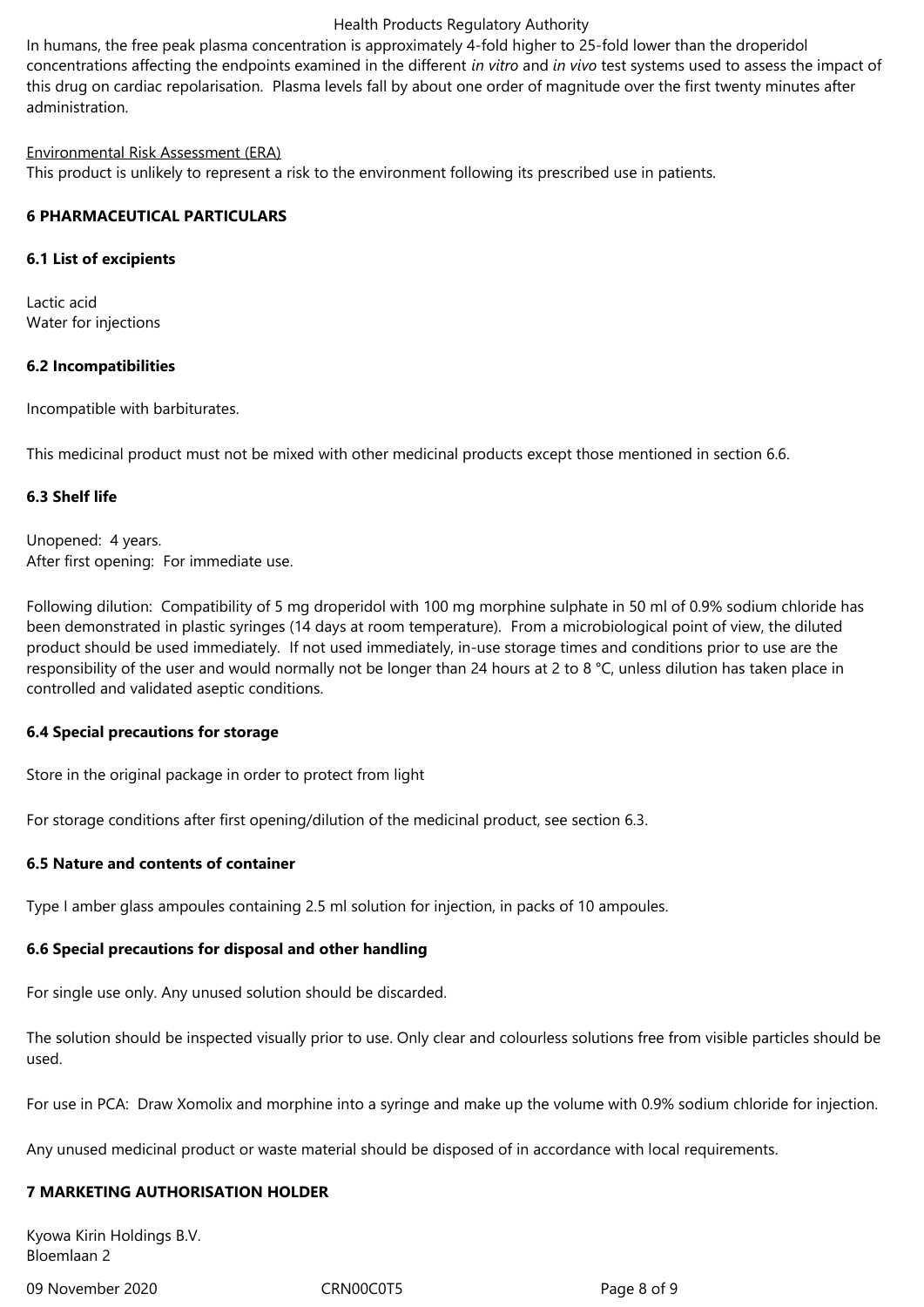In humans, the free peak plasma concentration is approximately 4-fold higher to 25-fold lower than the droperidol concentrations affecting the endpoints examined in the different *in vitro* and *in vivo* test systems used to assess the impact of this drug on cardiac repolarisation. Plasma levels fall by about one order of magnitude over the first twenty minutes after administration.

Environmental Risk Assessment (ERA)

This product is unlikely to represent a risk to the environment following its prescribed use in patients.

## 6 PHARMACEUTICAL PARTICULARS

### 6.1 List of excipients

Lactic acid
Water for injections

### 6.2 Incompatibilities

Incompatible with barbiturates.

This medicinal product must not be mixed with other medicinal products except those mentioned in section 6.6.

### 6.3 Shelf life

Unopened: 4 years.
After first opening: For immediate use.

Following dilution: Compatibility of 5 mg droperidol with 100 mg morphine sulphate in 50 ml of 0.9% sodium chloride has been demonstrated in plastic syringes (14 days at room temperature). From a microbiological point of view, the diluted product should be used immediately. If not used immediately, in-use storage times and conditions prior to use are the responsibility of the user and would normally not be longer than 24 hours at 2 to 8 °C, unless dilution has taken place in controlled and validated aseptic conditions.

### 6.4 Special precautions for storage

Store in the original package in order to protect from light

For storage conditions after first opening/dilution of the medicinal product, see section 6.3.

### 6.5 Nature and contents of container

Type I amber glass ampoules containing 2.5 ml solution for injection, in packs of 10 ampoules.

### 6.6 Special precautions for disposal and other handling

For single use only. Any unused solution should be discarded.

The solution should be inspected visually prior to use. Only clear and colourless solutions free from visible particles should be used.

For use in PCA: Draw Xomolix and morphine into a syringe and make up the volume with 0.9% sodium chloride for injection.

Any unused medicinal product or waste material should be disposed of in accordance with local requirements.

## 7 MARKETING AUTHORISATION HOLDER

Kyowa Kirin Holdings B.V.
Bloemlaan 2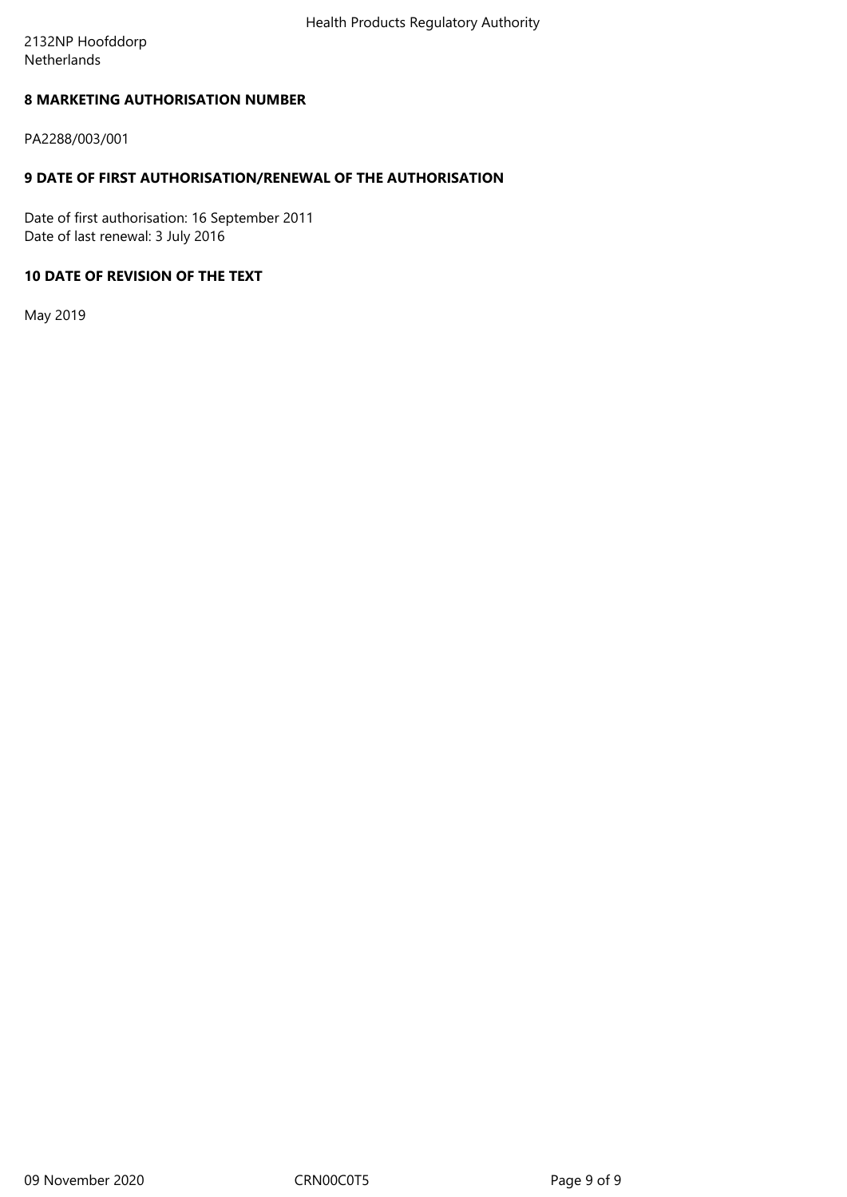2132NP Hoofddorp
Netherlands

**8 MARKETING AUTHORISATION NUMBER**

PA2288/003/001

**9 DATE OF FIRST AUTHORISATION/RENEWAL OF THE AUTHORISATION**

Date of first authorisation: 16 September 2011
Date of last renewal: 3 July 2016

**10 DATE OF REVISION OF THE TEXT**

May 2019